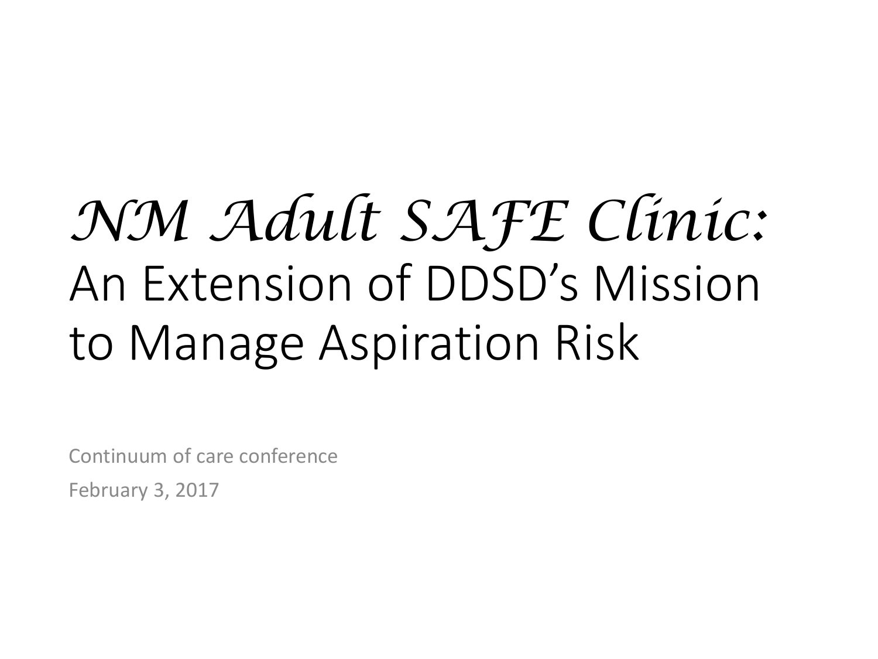# *NM Adult SAFE Clinic:* An Extension of DDSD's Mission to Manage Aspiration Risk

Continuum of care conference

February 3, 2017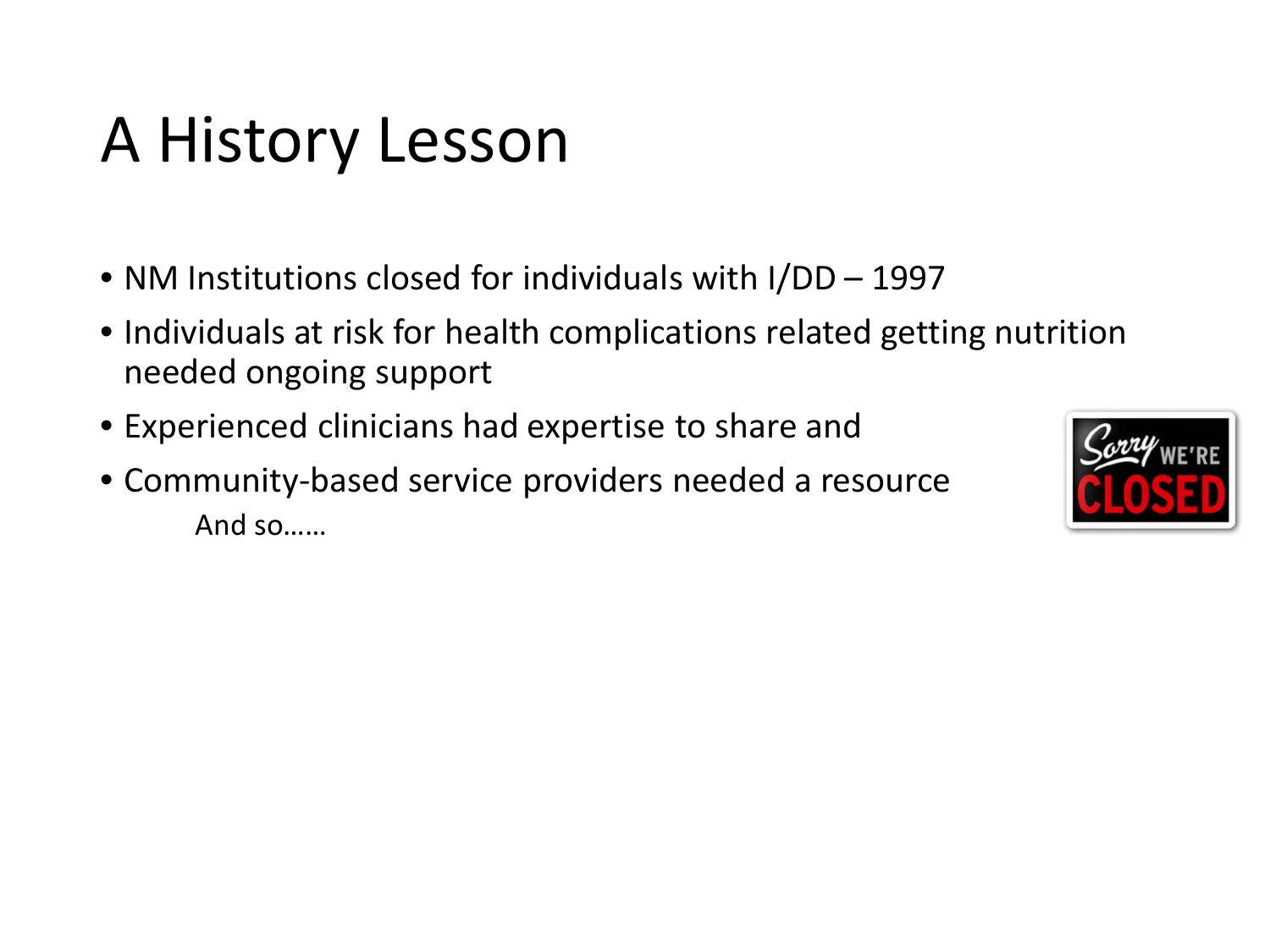# A History Lesson

- NM Institutions closed for individuals with I/DD – 1997
- Individuals at risk for health complications related getting nutrition needed ongoing support
- Experienced clinicians had expertise to share and
- Community-based service providers needed a resource

    And so……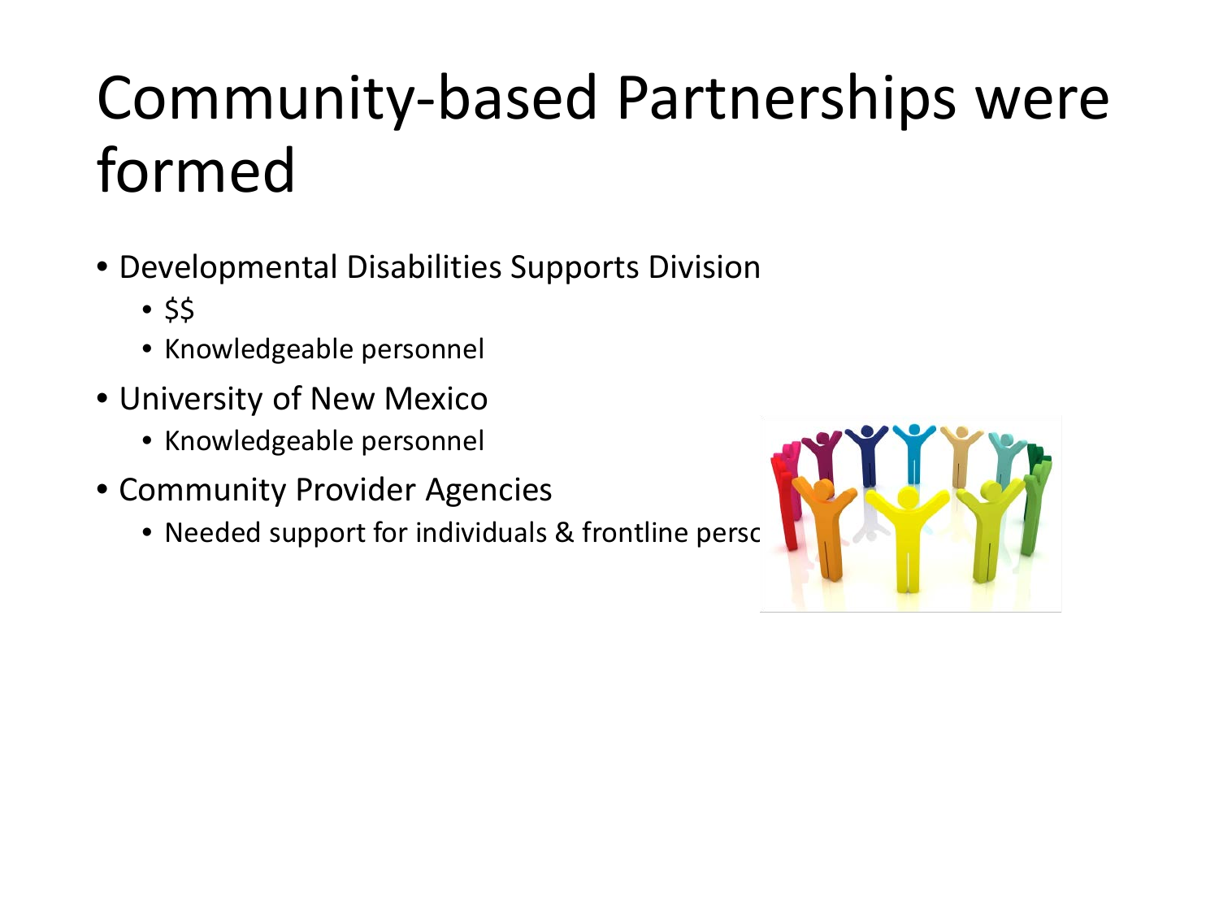# Community-based Partnerships were formed

- Developmental Disabilities Supports Division
  - $$
  - Knowledgeable personnel
- University of New Mexico
  - Knowledgeable personnel
- Community Provider Agencies
  - Needed support for individuals & frontline persc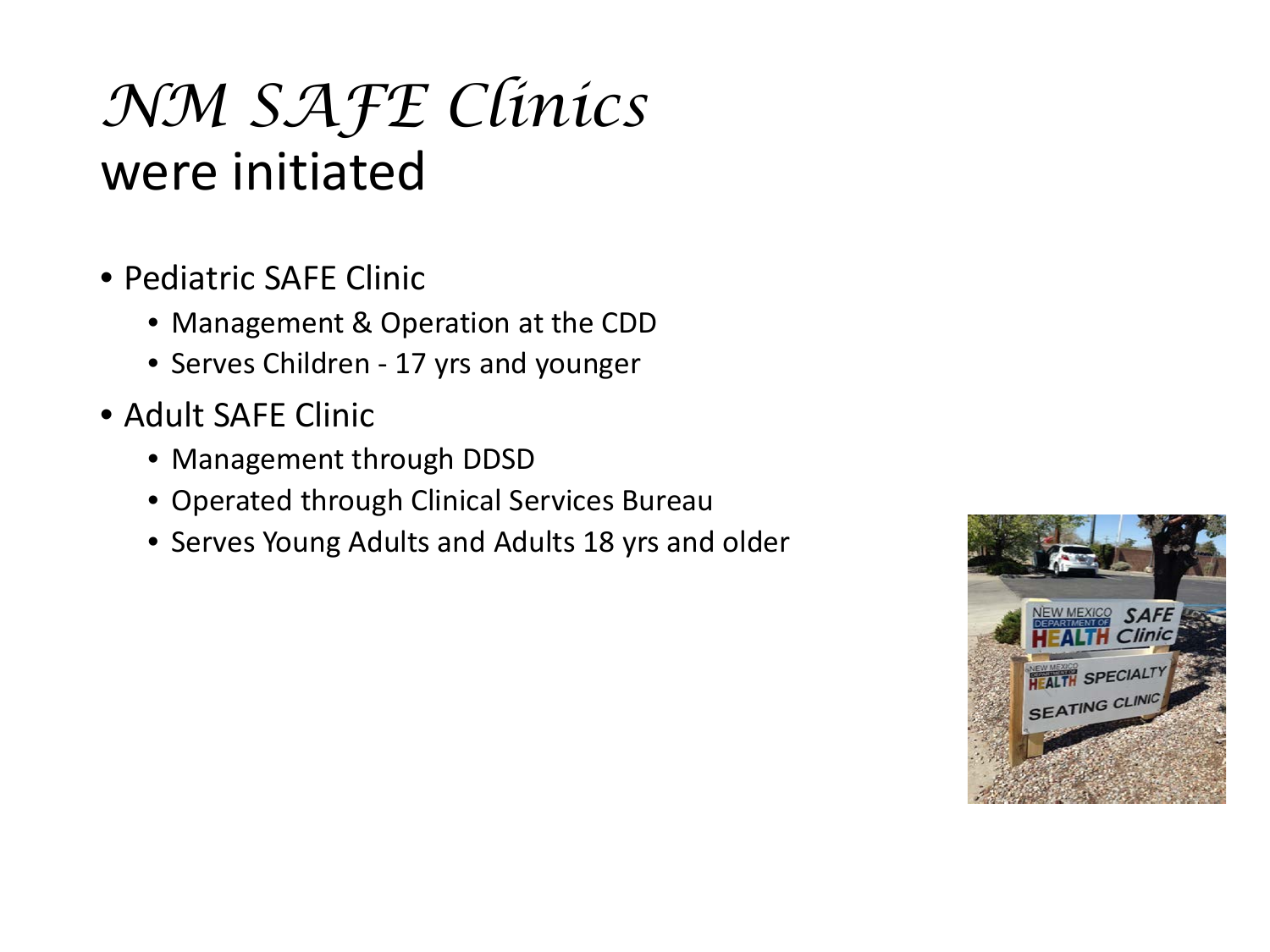# *NM SAFE Clinics*
## were initiated

- Pediatric SAFE Clinic
  - Management & Operation at the CDD
  - Serves Children - 17 yrs and younger
- Adult SAFE Clinic
  - Management through DDSD
  - Operated through Clinical Services Bureau
  - Serves Young Adults and Adults 18 yrs and older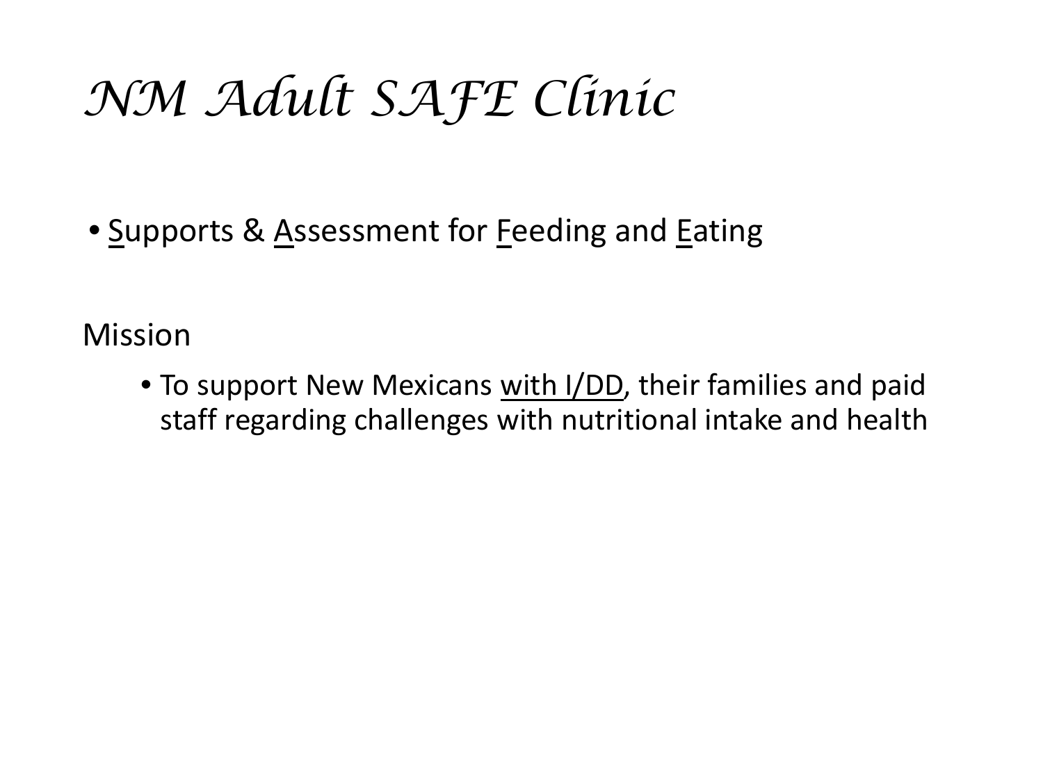# *NM Adult SAFE Clinic*

- <u>S</u>upports & <u>A</u>ssessment for <u>F</u>eeding and <u>E</u>ating

Mission

- To support New Mexicans <u>with I/DD</u>, their families and paid staff regarding challenges with nutritional intake and health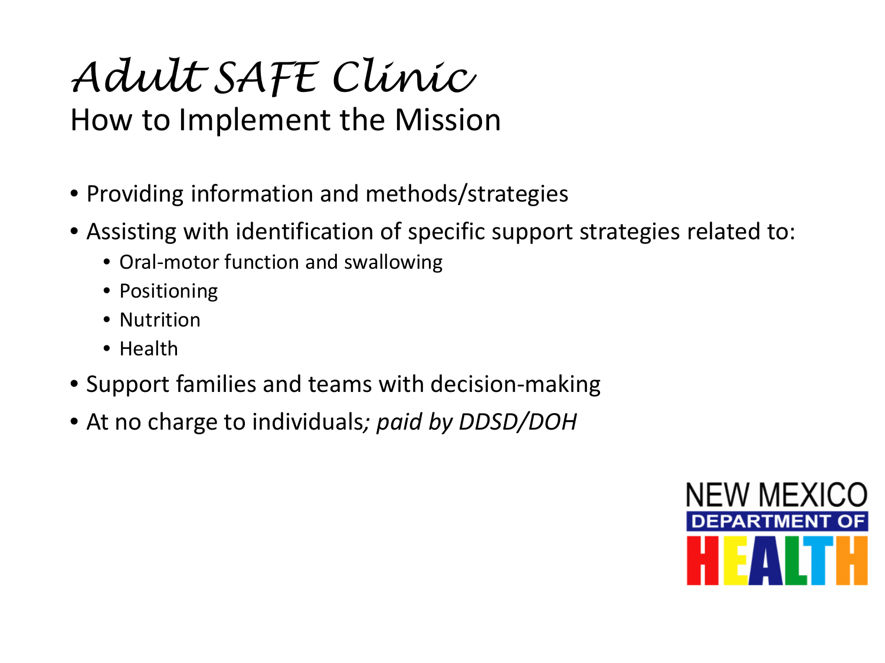# Adult SAFE Clinic

## How to Implement the Mission

- Providing information and methods/strategies
- Assisting with identification of specific support strategies related to:
  - Oral-motor function and swallowing
  - Positioning
  - Nutrition
  - Health
- Support families and teams with decision-making
- At no charge to individuals*; paid by DDSD/DOH*

NEW MEXICO DEPARTMENT OF HEALTH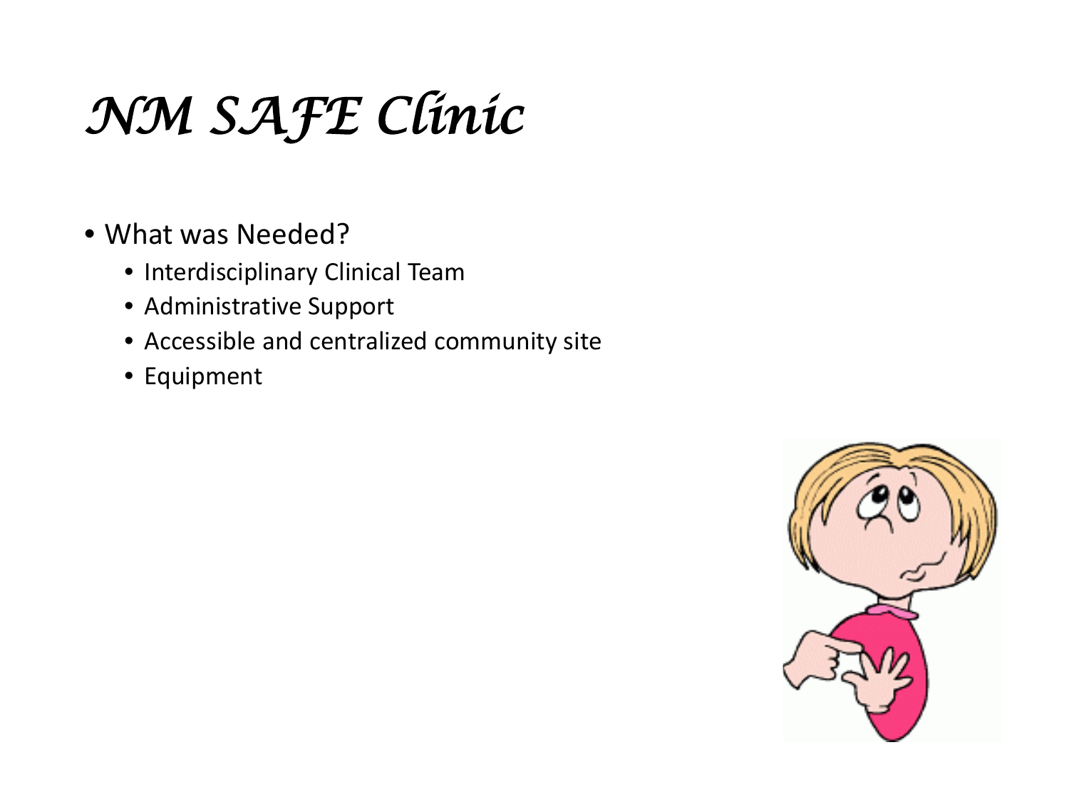# *NM SAFE Clinic*

- What was Needed?
  - Interdisciplinary Clinical Team
  - Administrative Support
  - Accessible and centralized community site
  - Equipment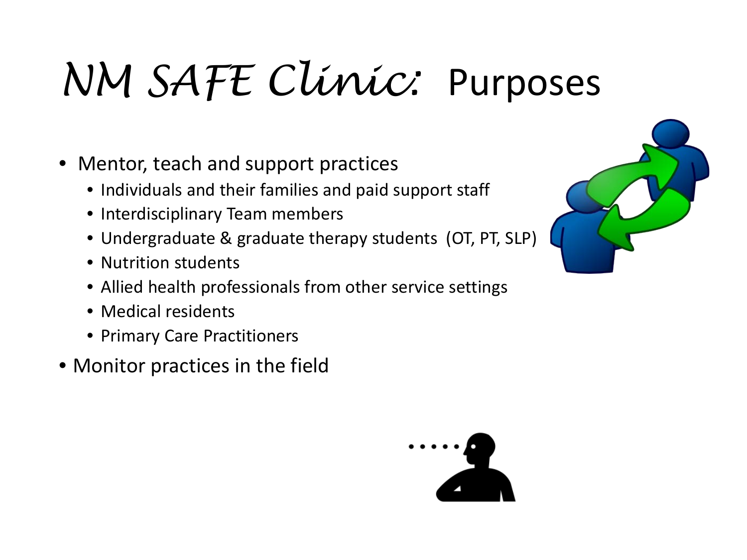# *NM SAFE Clinic:* Purposes

- Mentor, teach and support practices
  - Individuals and their families and paid support staff
  - Interdisciplinary Team members
  - Undergraduate & graduate therapy students (OT, PT, SLP)
  - Nutrition students
  - Allied health professionals from other service settings
  - Medical residents
  - Primary Care Practitioners
- Monitor practices in the field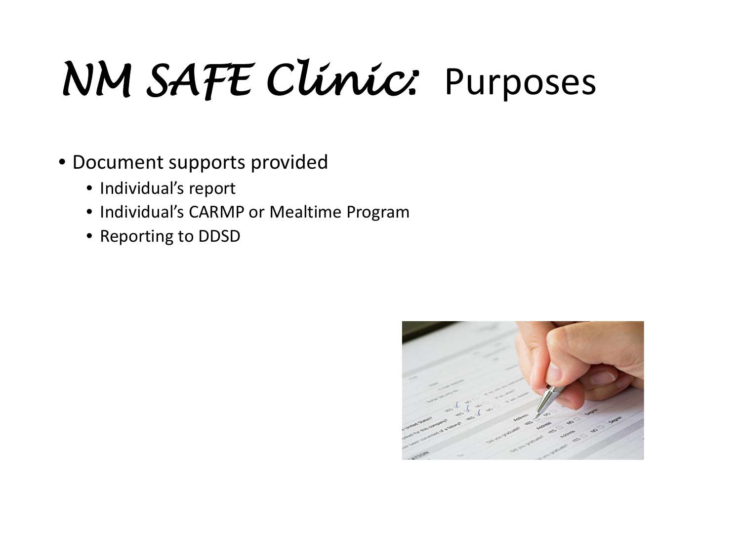# *NM SAFE Clinic:* Purposes

- Document supports provided
  - Individual's report
  - Individual's CARMP or Mealtime Program
  - Reporting to DDSD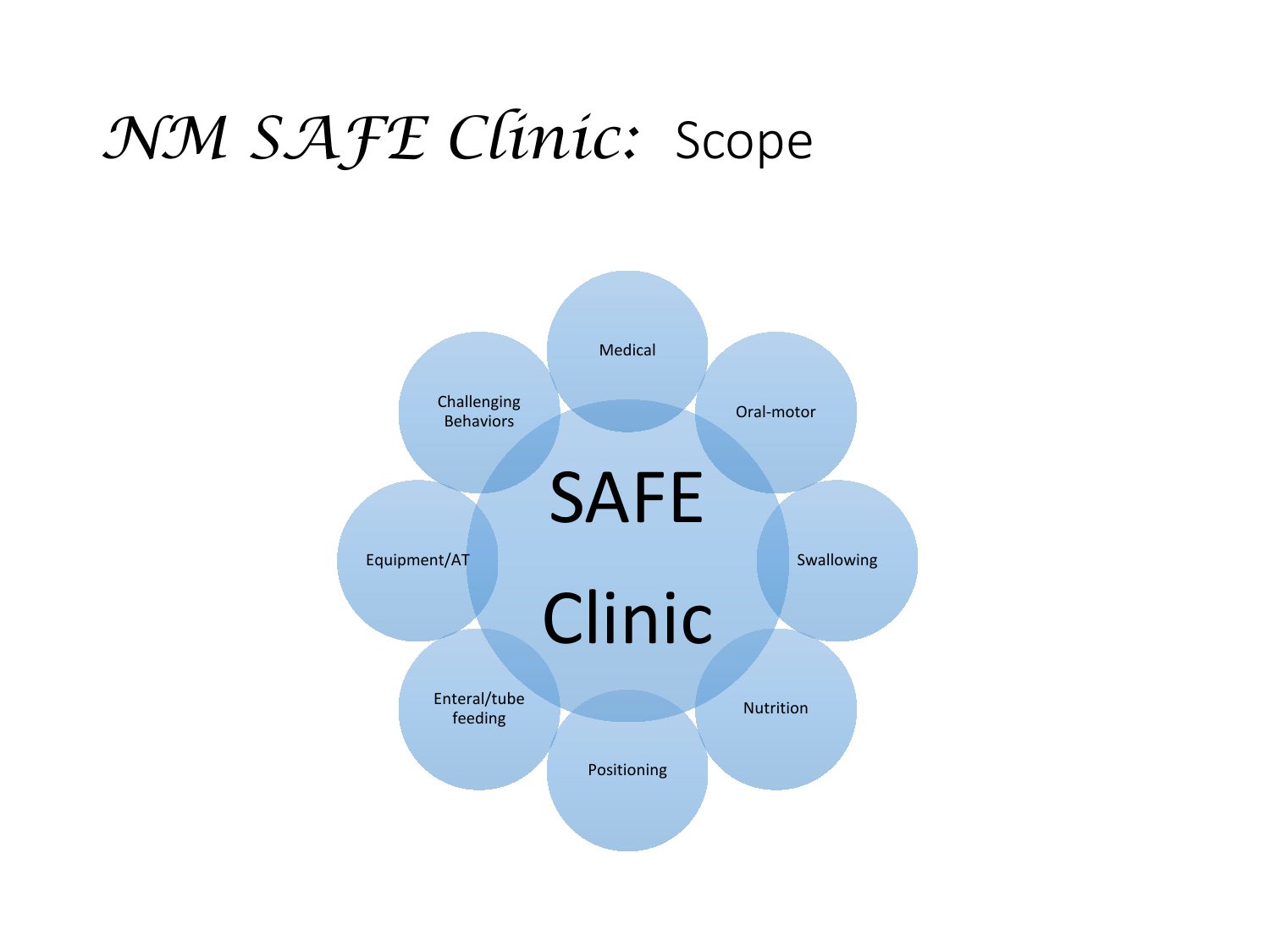# *NM SAFE Clinic:* Scope

- SAFE Clinic
  - Medical
  - Oral-motor
  - Swallowing
  - Nutrition
  - Positioning
  - Enteral/tube feeding
  - Equipment/AT
  - Challenging Behaviors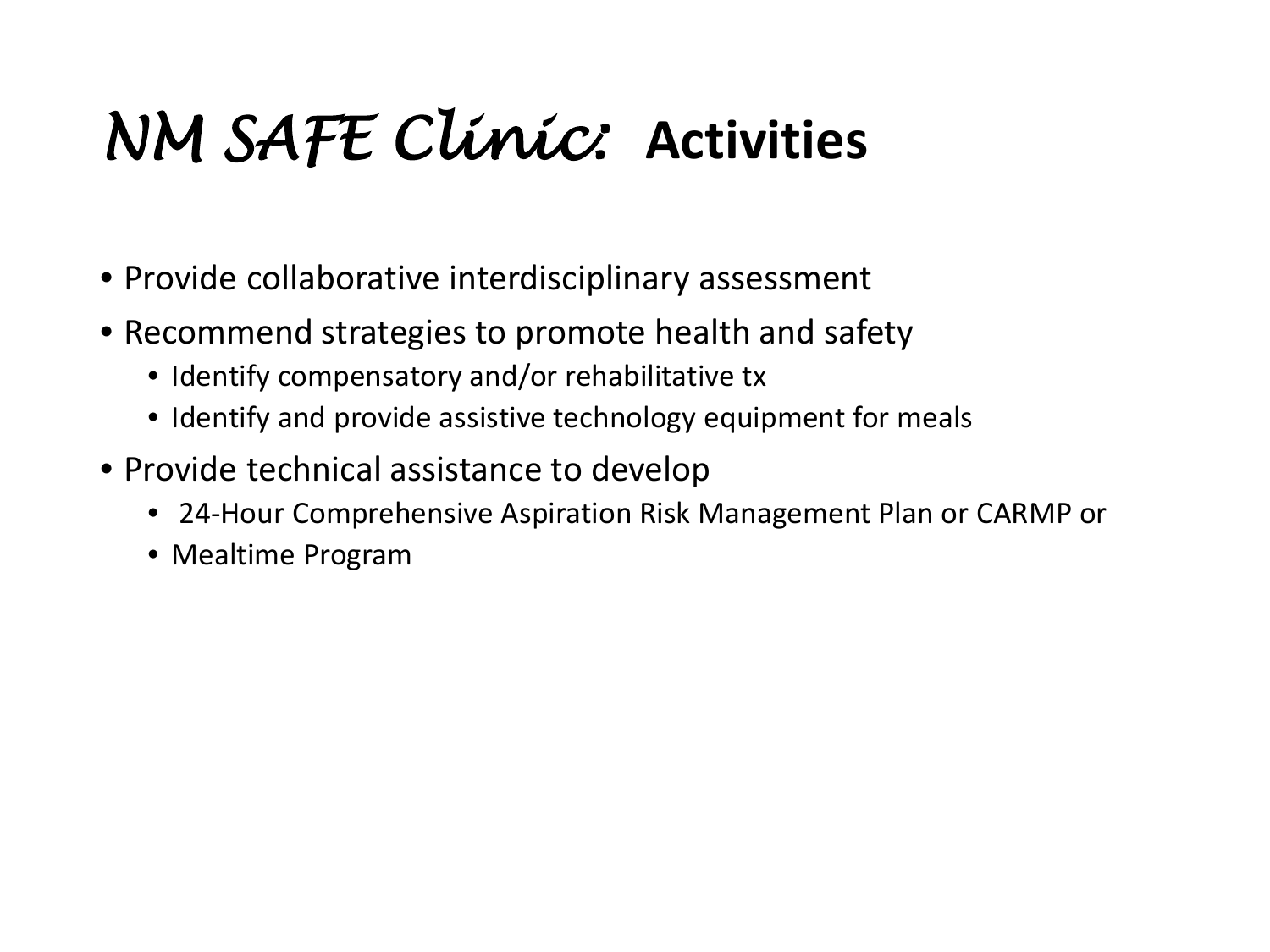# *NM SAFE Clinic:* **Activities**

- Provide collaborative interdisciplinary assessment
- Recommend strategies to promote health and safety
  - Identify compensatory and/or rehabilitative tx
  - Identify and provide assistive technology equipment for meals
- Provide technical assistance to develop
  - 24-Hour Comprehensive Aspiration Risk Management Plan or CARMP or
  - Mealtime Program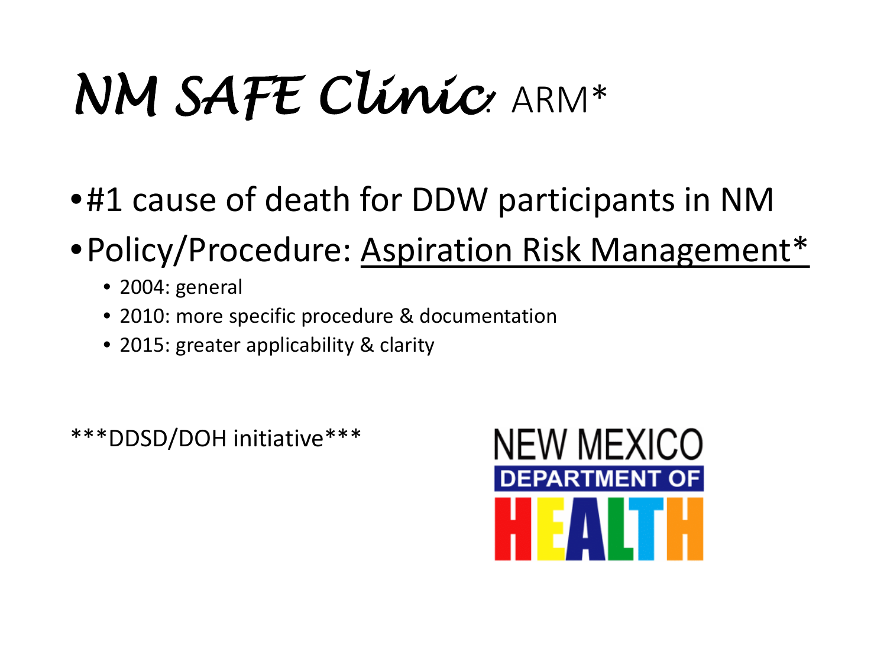# *NM SAFE Clinic*: ARM*

- #1 cause of death for DDW participants in NM
- Policy/Procedure: Aspiration Risk Management*
  - 2004: general
  - 2010: more specific procedure & documentation
  - 2015: greater applicability & clarity

***DDSD/DOH initiative***

NEW MEXICO DEPARTMENT OF HEALTH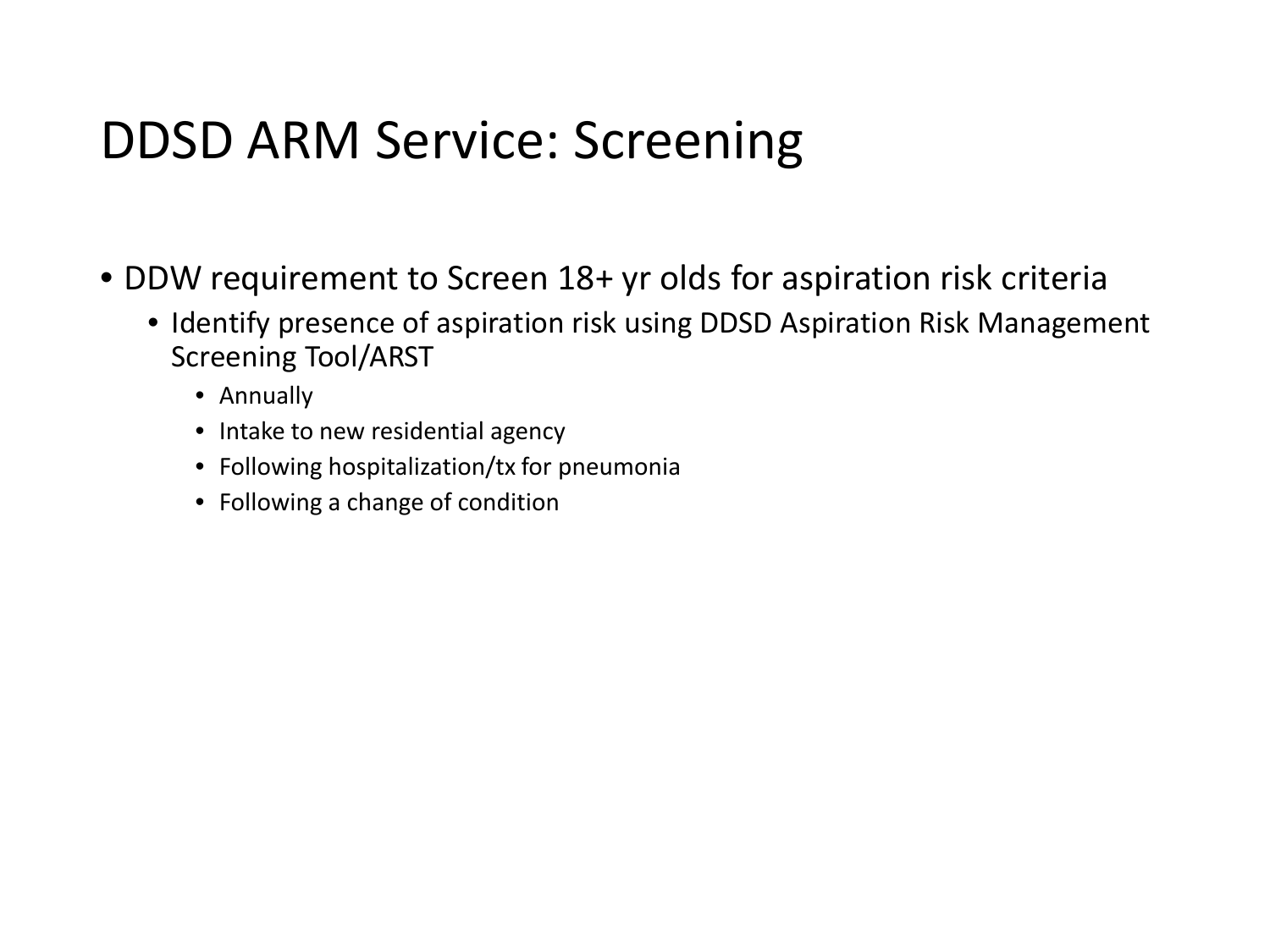# DDSD ARM Service: Screening

- DDW requirement to Screen 18+ yr olds for aspiration risk criteria
  - Identify presence of aspiration risk using DDSD Aspiration Risk Management Screening Tool/ARST
    - Annually
    - Intake to new residential agency
    - Following hospitalization/tx for pneumonia
    - Following a change of condition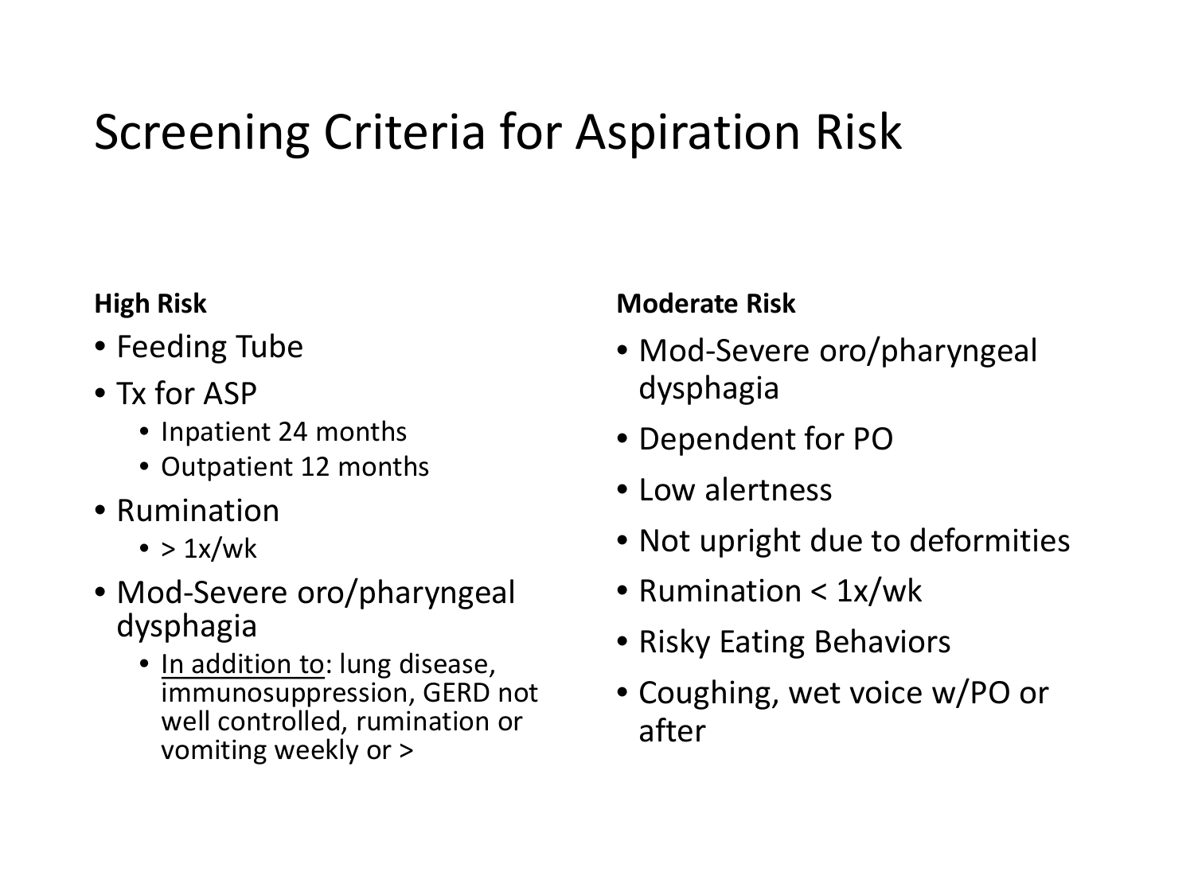# Screening Criteria for Aspiration Risk

**High Risk**

- Feeding Tube
- Tx for ASP
  - Inpatient 24 months
  - Outpatient 12 months
- Rumination
  - > 1x/wk
- Mod-Severe oro/pharyngeal dysphagia
  - <u>In addition to</u>: lung disease, immunosuppression, GERD not well controlled, rumination or vomiting weekly or >

**Moderate Risk**

- Mod-Severe oro/pharyngeal dysphagia
- Dependent for PO
- Low alertness
- Not upright due to deformities
- Rumination < 1x/wk
- Risky Eating Behaviors
- Coughing, wet voice w/PO or after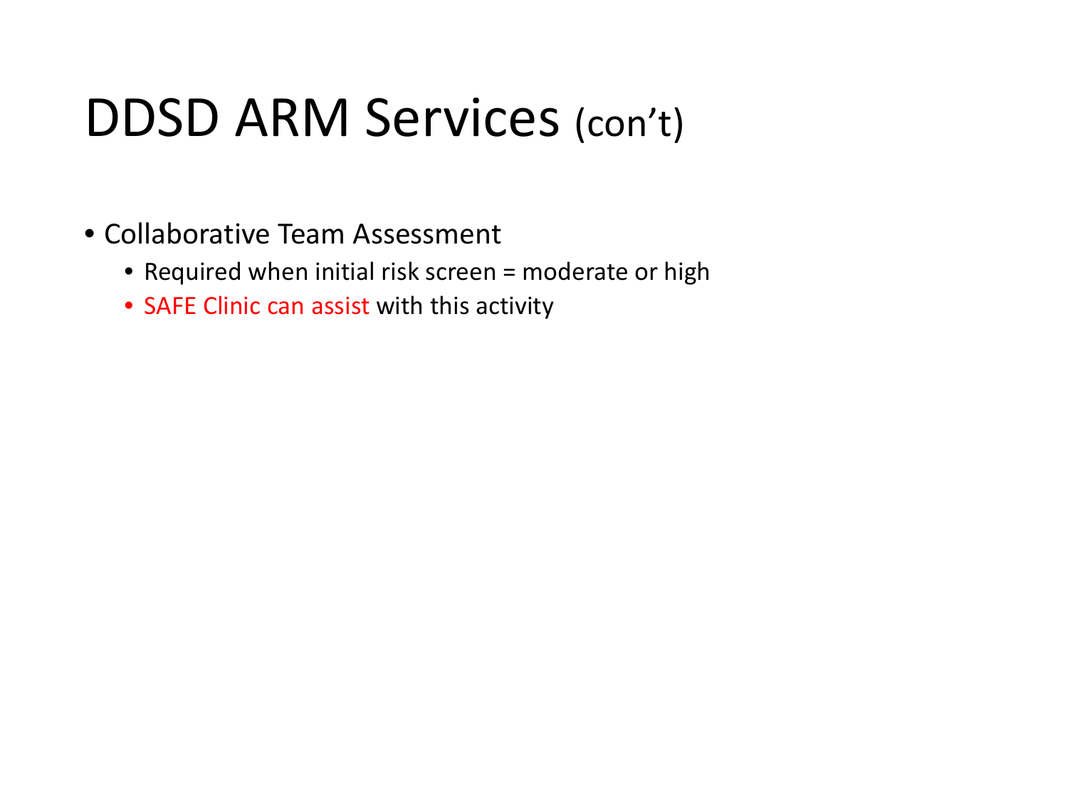# DDSD ARM Services (con't)

- Collaborative Team Assessment
  - Required when initial risk screen = moderate or high
  - SAFE Clinic can assist with this activity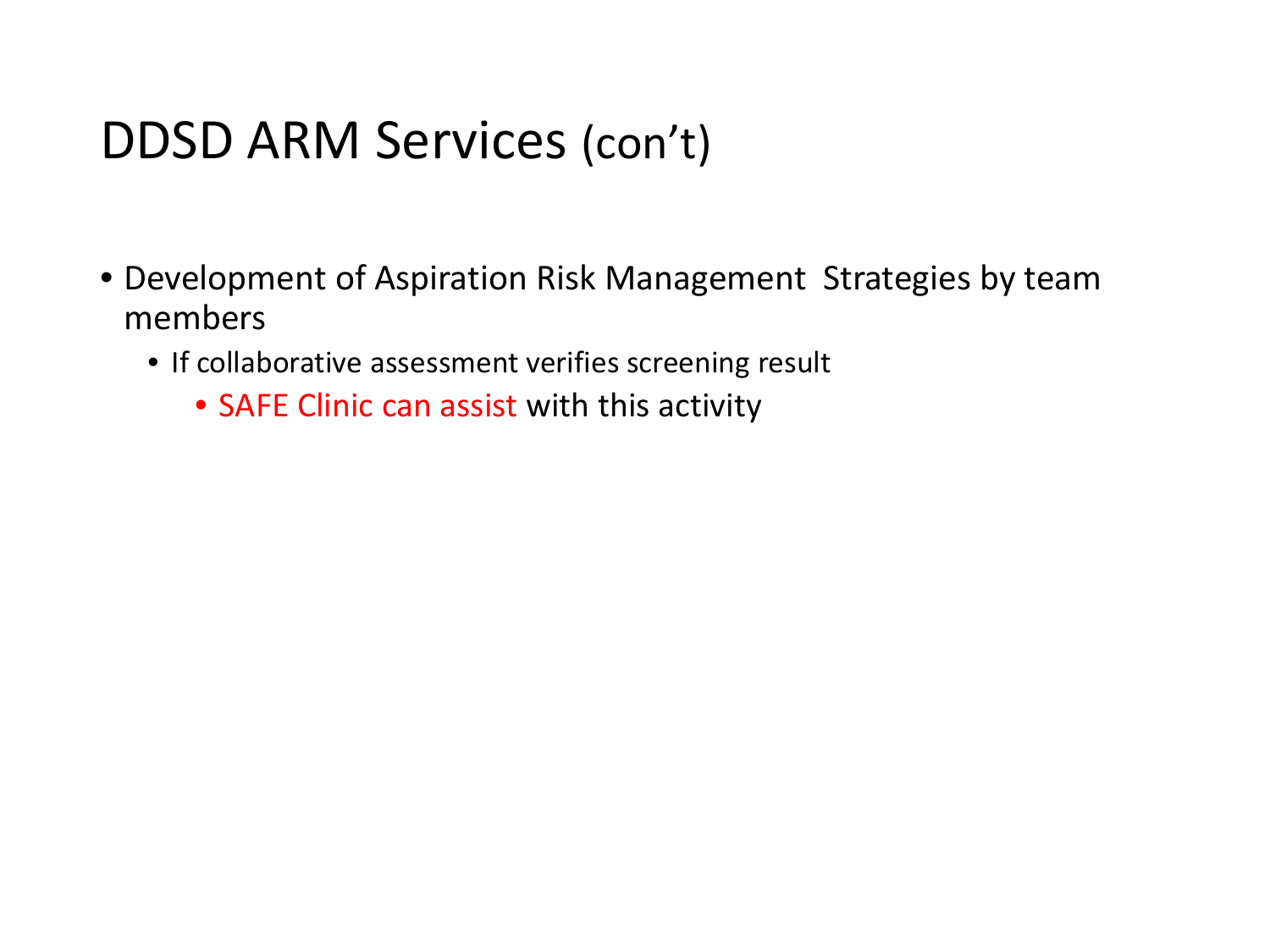# DDSD ARM Services (con't)

- Development of Aspiration Risk Management  Strategies by team members
  - If collaborative assessment verifies screening result
    - SAFE Clinic can assist with this activity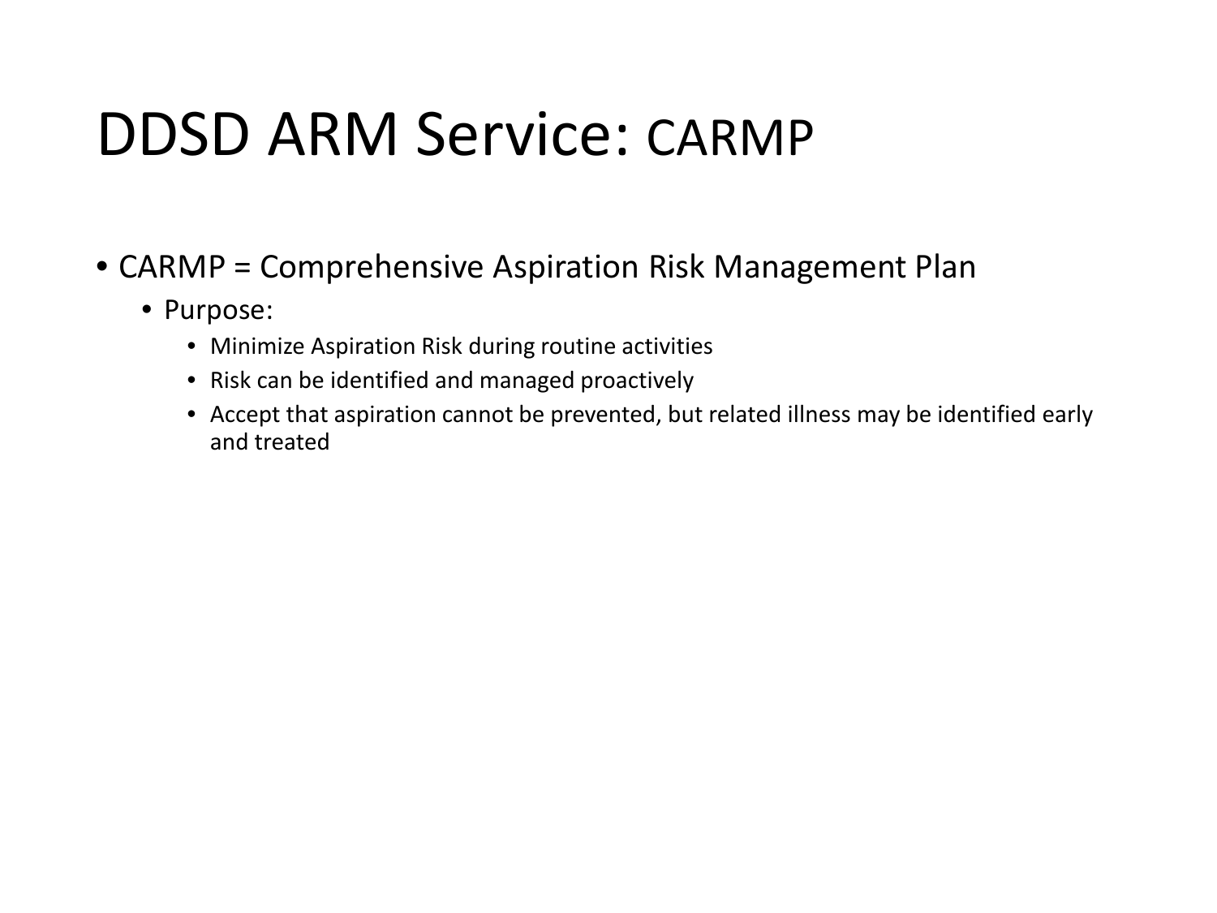# DDSD ARM Service: CARMP

- CARMP = Comprehensive Aspiration Risk Management Plan
  - Purpose:
    - Minimize Aspiration Risk during routine activities
    - Risk can be identified and managed proactively
    - Accept that aspiration cannot be prevented, but related illness may be identified early and treated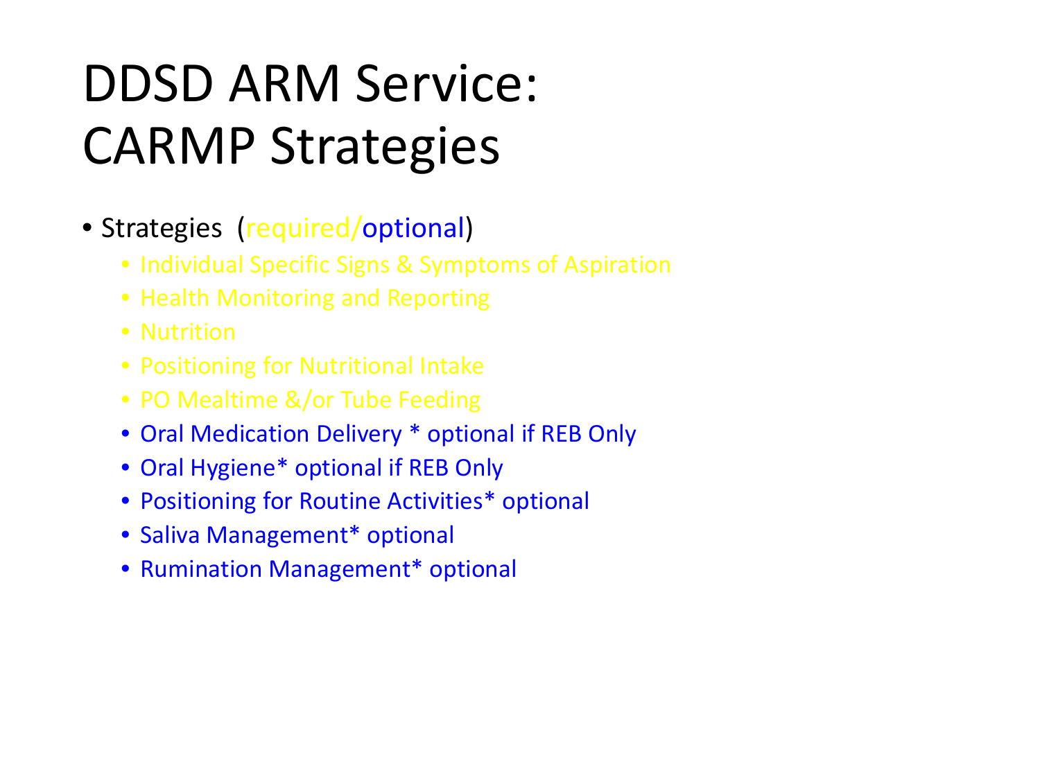# DDSD ARM Service: CARMP Strategies

- Strategies (required/optional)
  - Individual Specific Signs & Symptoms of Aspiration
  - Health Monitoring and Reporting
  - Nutrition
  - Positioning for Nutritional Intake
  - PO Mealtime &/or Tube Feeding
  - Oral Medication Delivery * optional if REB Only
  - Oral Hygiene* optional if REB Only
  - Positioning for Routine Activities* optional
  - Saliva Management* optional
  - Rumination Management* optional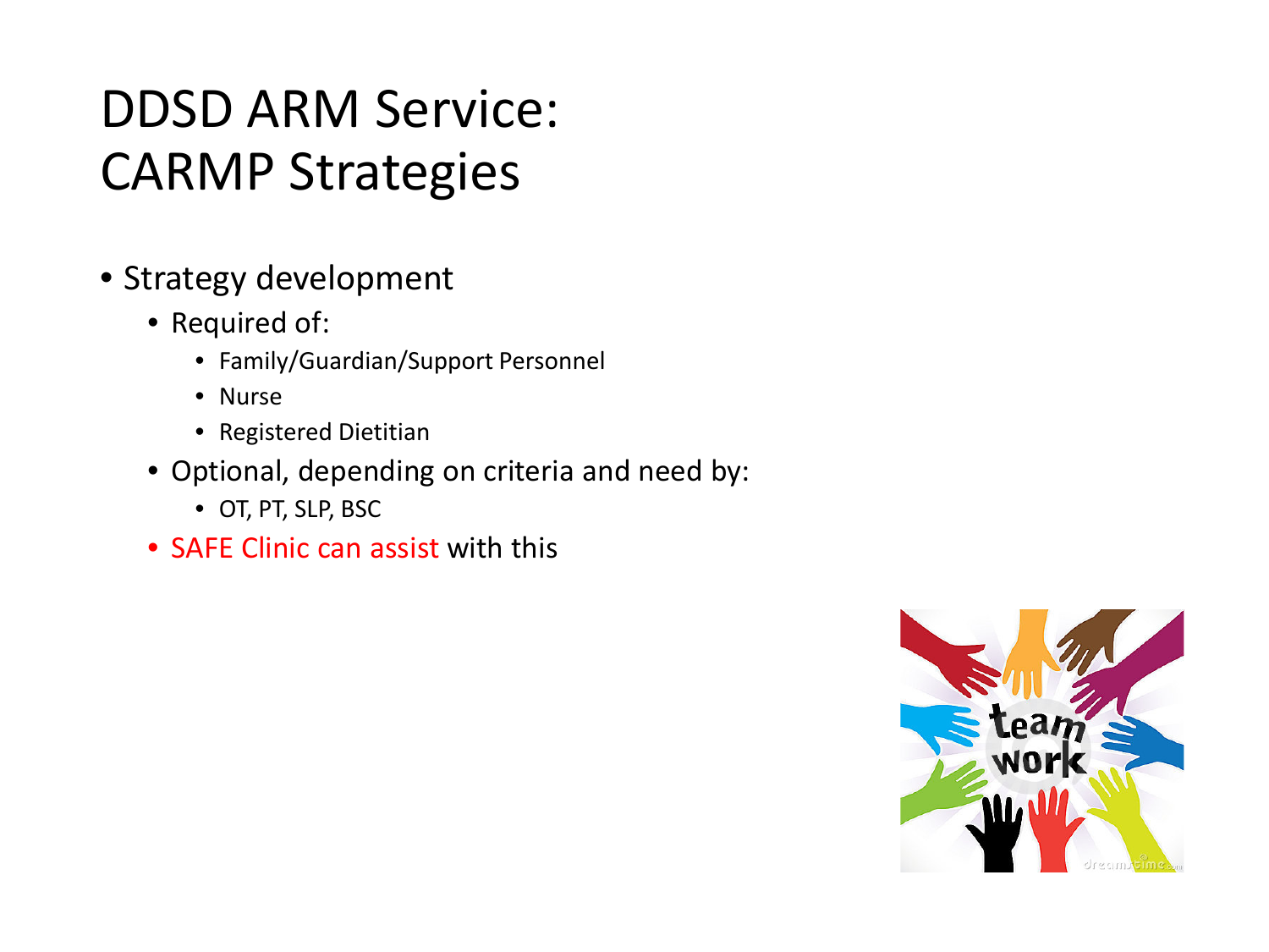# DDSD ARM Service: CARMP Strategies

- Strategy development
  - Required of:
    - Family/Guardian/Support Personnel
    - Nurse
    - Registered Dietitian
  - Optional, depending on criteria and need by:
    - OT, PT, SLP, BSC
  - SAFE Clinic can assist with this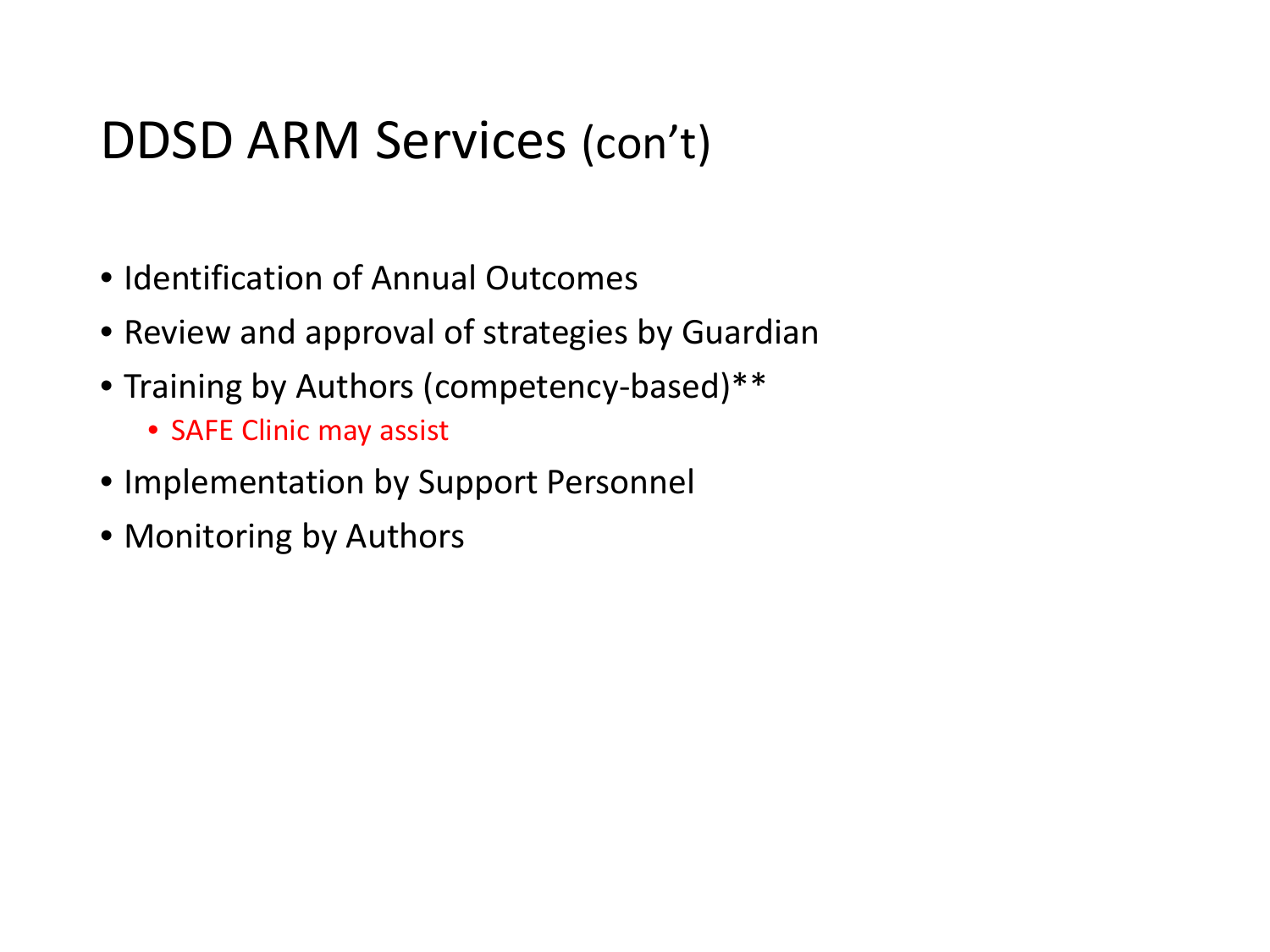# DDSD ARM Services (con't)

- Identification of Annual Outcomes
- Review and approval of strategies by Guardian
- Training by Authors (competency-based)**
  - SAFE Clinic may assist
- Implementation by Support Personnel
- Monitoring by Authors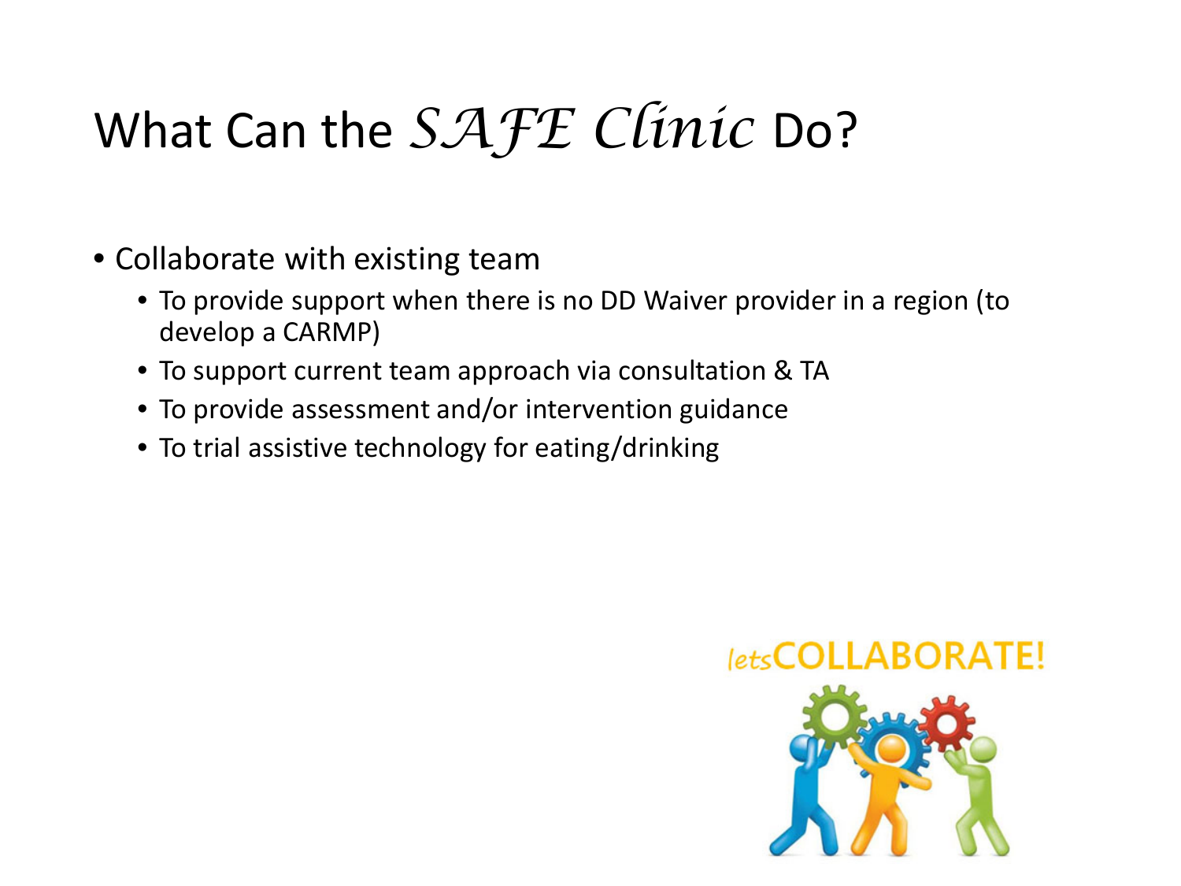# What Can the *SAFE Clinic* Do?

- Collaborate with existing team
  - To provide support when there is no DD Waiver provider in a region (to develop a CARMP)
  - To support current team approach via consultation & TA
  - To provide assessment and/or intervention guidance
  - To trial assistive technology for eating/drinking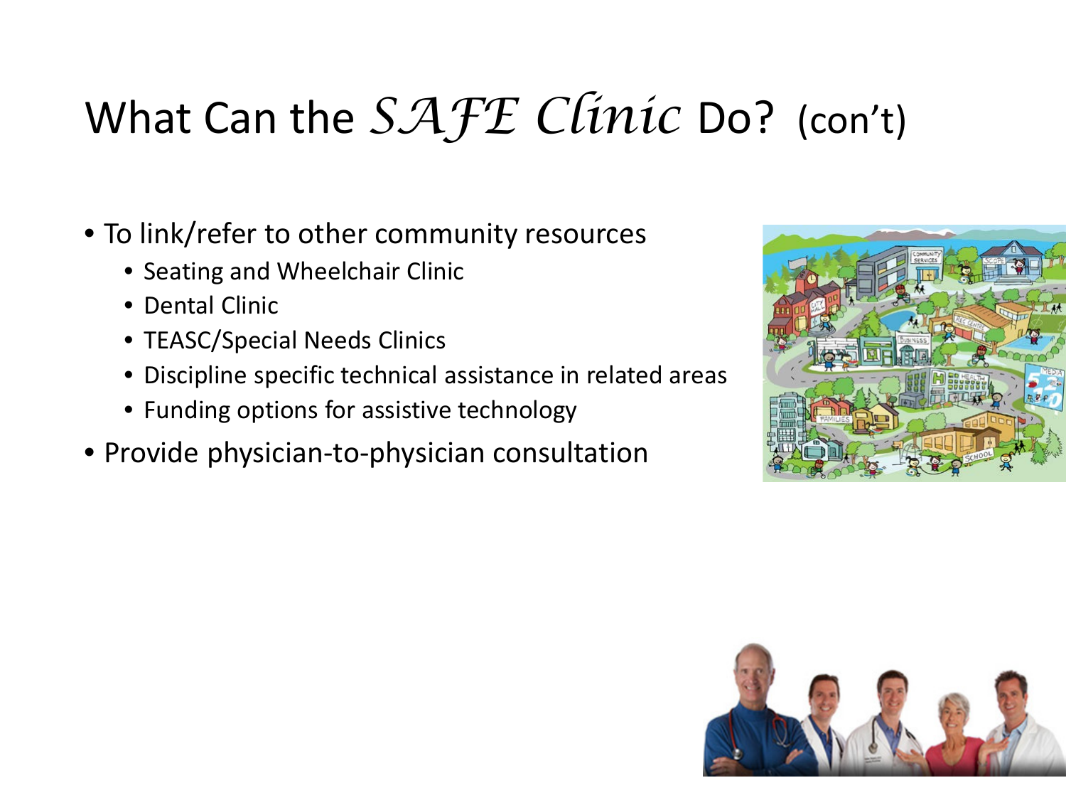# What Can the *SAFE Clinic* Do? (con't)

- To link/refer to other community resources
  - Seating and Wheelchair Clinic
  - Dental Clinic
  - TEASC/Special Needs Clinics
  - Discipline specific technical assistance in related areas
  - Funding options for assistive technology
- Provide physician-to-physician consultation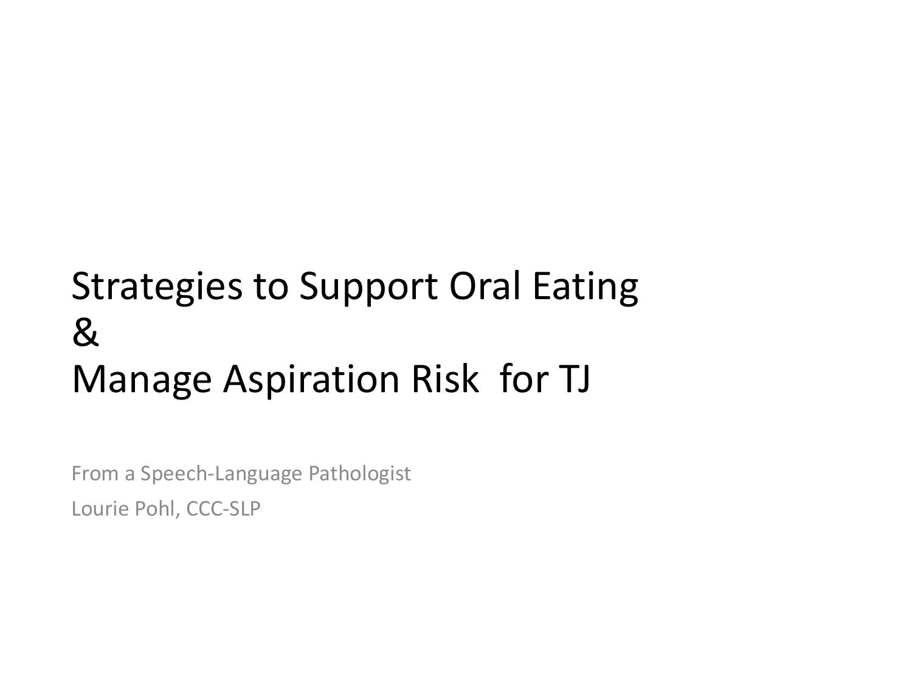# Strategies to Support Oral Eating & Manage Aspiration Risk for TJ

From a Speech-Language Pathologist

Lourie Pohl, CCC-SLP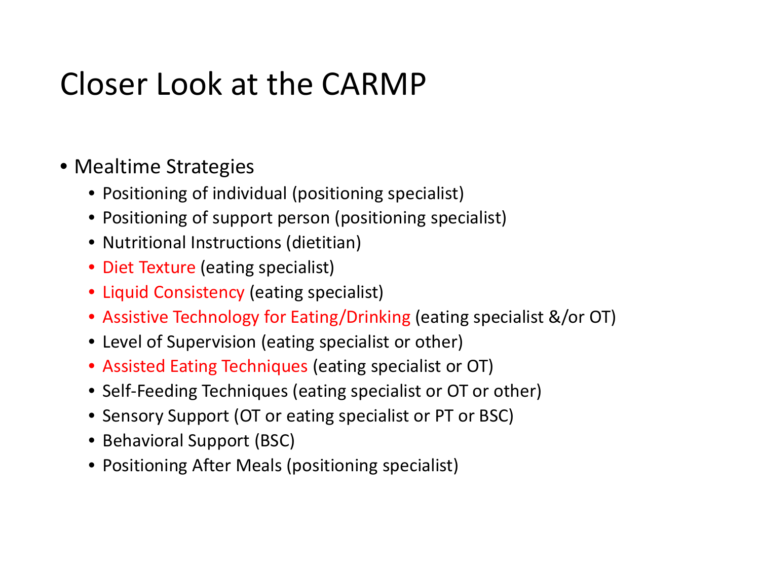# Closer Look at the CARMP

- Mealtime Strategies
  - Positioning of individual (positioning specialist)
  - Positioning of support person (positioning specialist)
  - Nutritional Instructions (dietitian)
  - Diet Texture (eating specialist)
  - Liquid Consistency (eating specialist)
  - Assistive Technology for Eating/Drinking (eating specialist &/or OT)
  - Level of Supervision (eating specialist or other)
  - Assisted Eating Techniques (eating specialist or OT)
  - Self-Feeding Techniques (eating specialist or OT or other)
  - Sensory Support (OT or eating specialist or PT or BSC)
  - Behavioral Support (BSC)
  - Positioning After Meals (positioning specialist)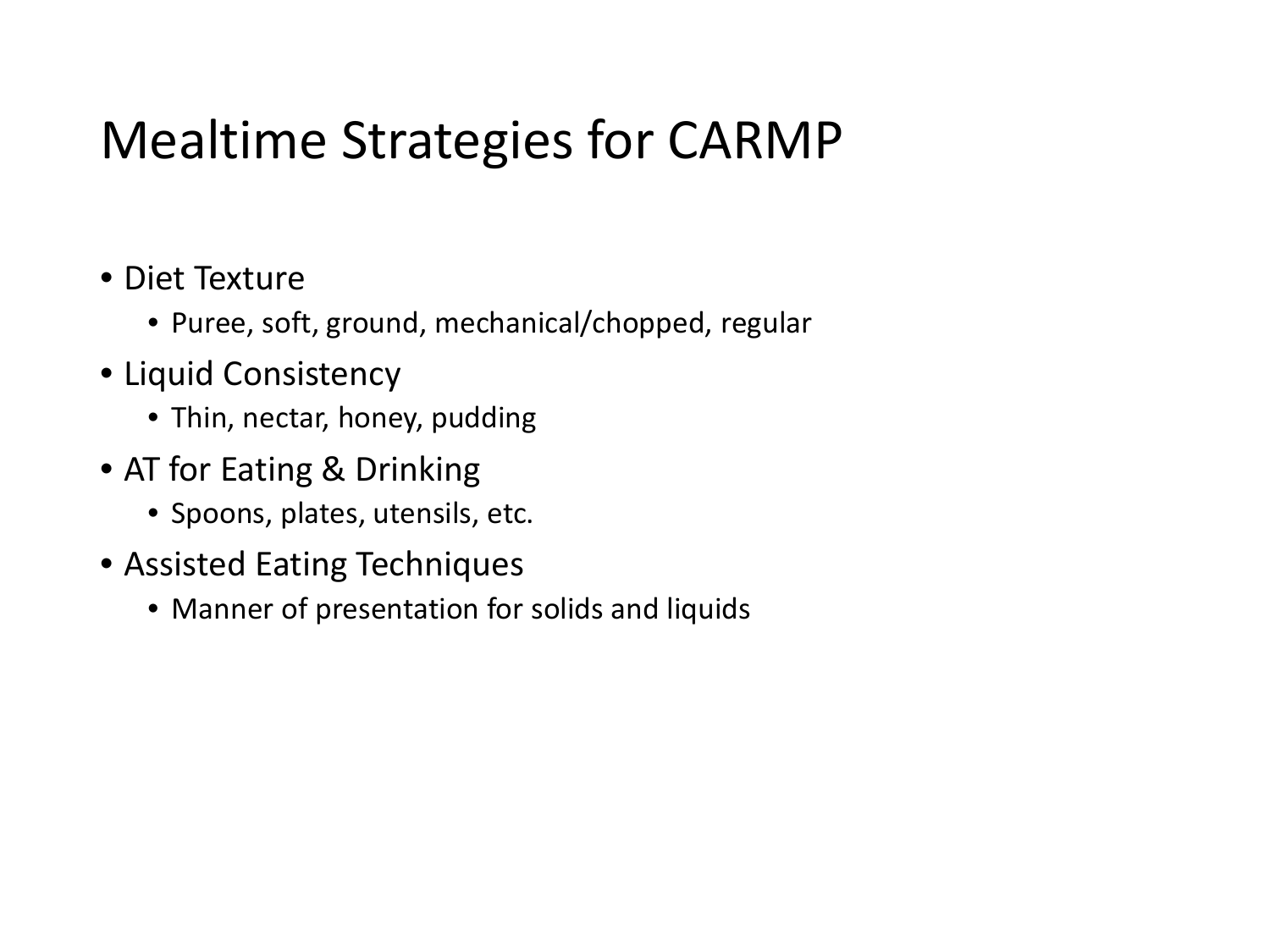# Mealtime Strategies for CARMP

- Diet Texture
  - Puree, soft, ground, mechanical/chopped, regular
- Liquid Consistency
  - Thin, nectar, honey, pudding
- AT for Eating & Drinking
  - Spoons, plates, utensils, etc.
- Assisted Eating Techniques
  - Manner of presentation for solids and liquids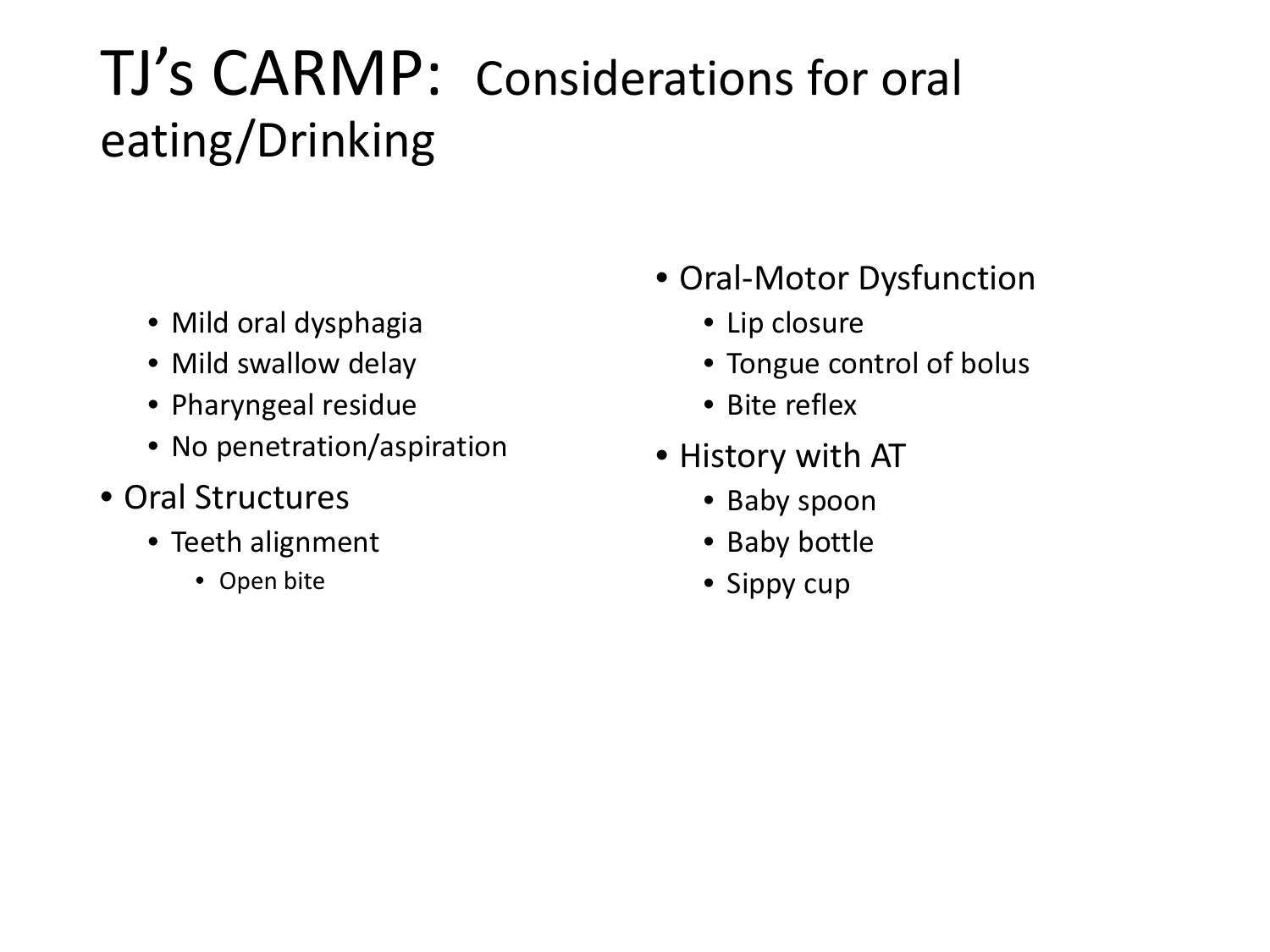# TJ's CARMP: Considerations for oral eating/Drinking

  - Mild oral dysphagia
  - Mild swallow delay
  - Pharyngeal residue
  - No penetration/aspiration
- Oral Structures
  - Teeth alignment
    - Open bite
- Oral-Motor Dysfunction
  - Lip closure
  - Tongue control of bolus
  - Bite reflex
- History with AT
  - Baby spoon
  - Baby bottle
  - Sippy cup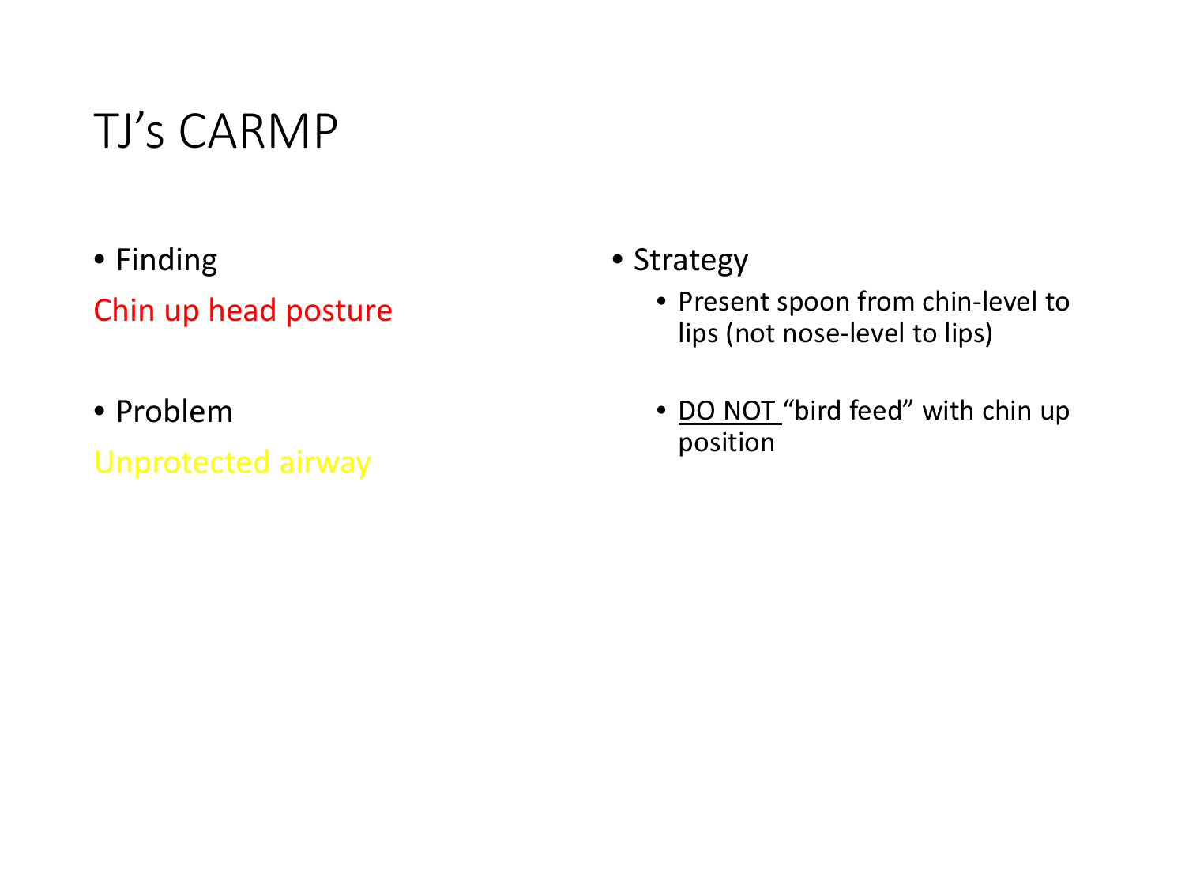# TJ's CARMP

- Finding

Chin up head posture

- Problem

Unprotected airway

- Strategy
  - Present spoon from chin-level to lips (not nose-level to lips)
  - <u>DO NOT</u> "bird feed" with chin up position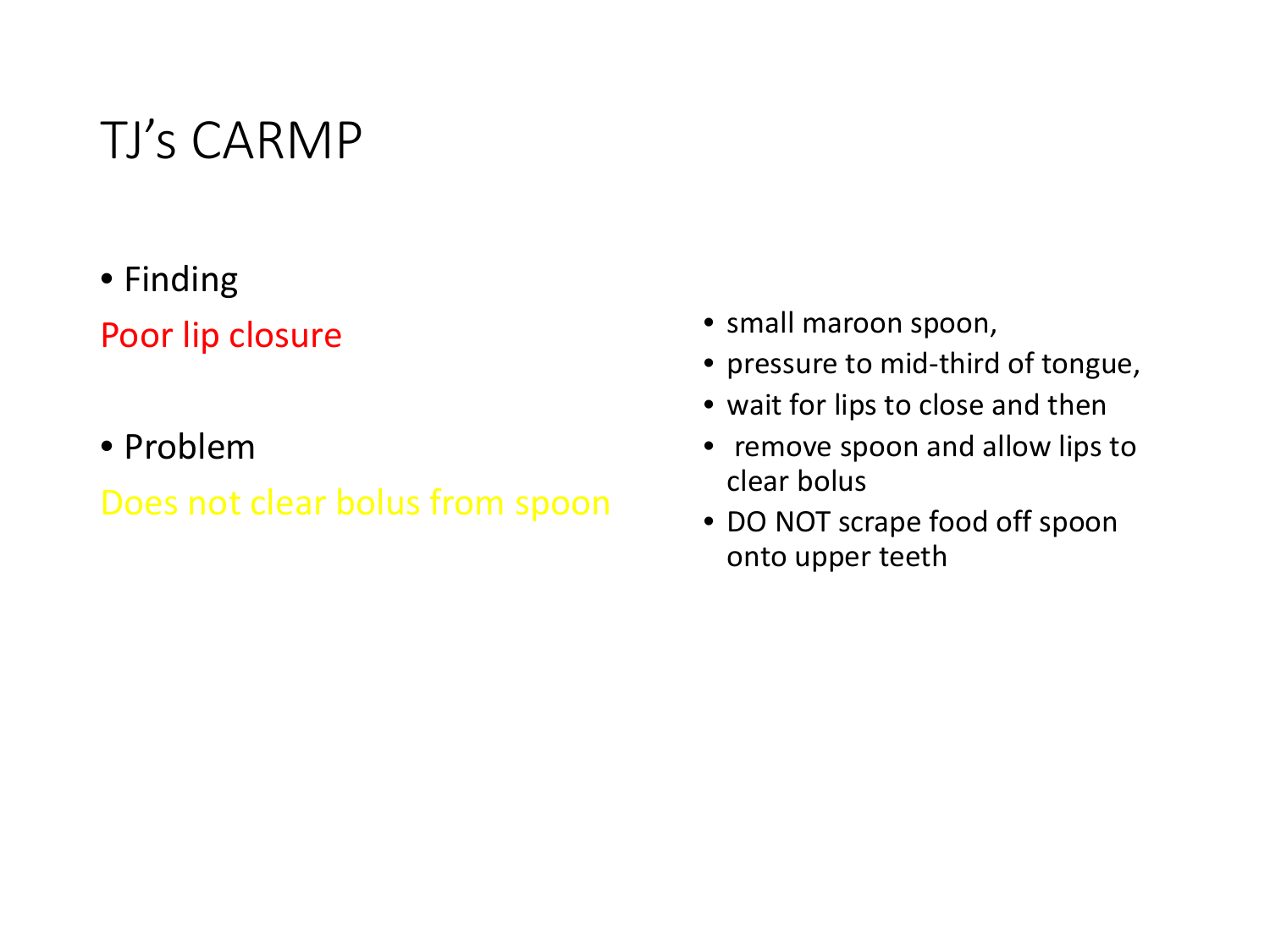# TJ's CARMP

- Finding

Poor lip closure

- Problem

Does not clear bolus from spoon

- small maroon spoon,
- pressure to mid-third of tongue,
- wait for lips to close and then
- remove spoon and allow lips to clear bolus
- DO NOT scrape food off spoon onto upper teeth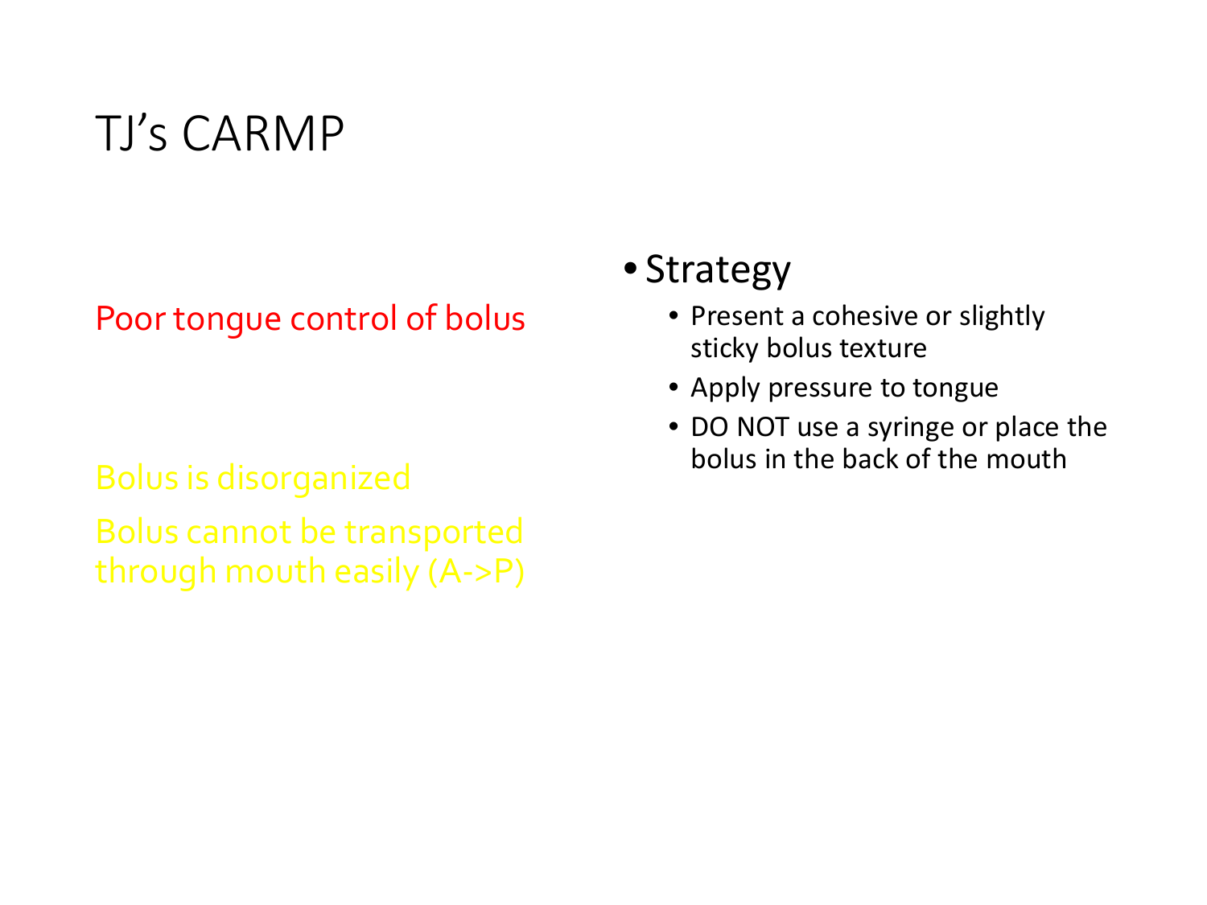# TJ's CARMP

Poor tongue control of bolus

Bolus is disorganized

Bolus cannot be transported through mouth easily (A->P)

- Strategy
  - Present a cohesive or slightly sticky bolus texture
  - Apply pressure to tongue
  - DO NOT use a syringe or place the bolus in the back of the mouth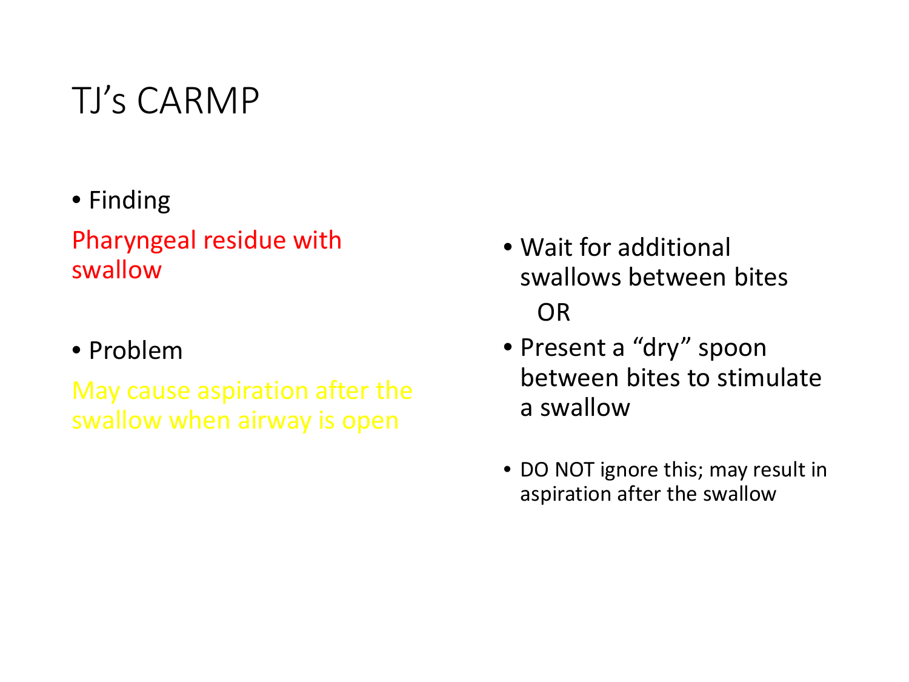# TJ's CARMP

- Finding

Pharyngeal residue with swallow

- Problem

May cause aspiration after the swallow when airway is open

- Wait for additional swallows between bites

  OR

- Present a "dry" spoon between bites to stimulate a swallow

- DO NOT ignore this; may result in aspiration after the swallow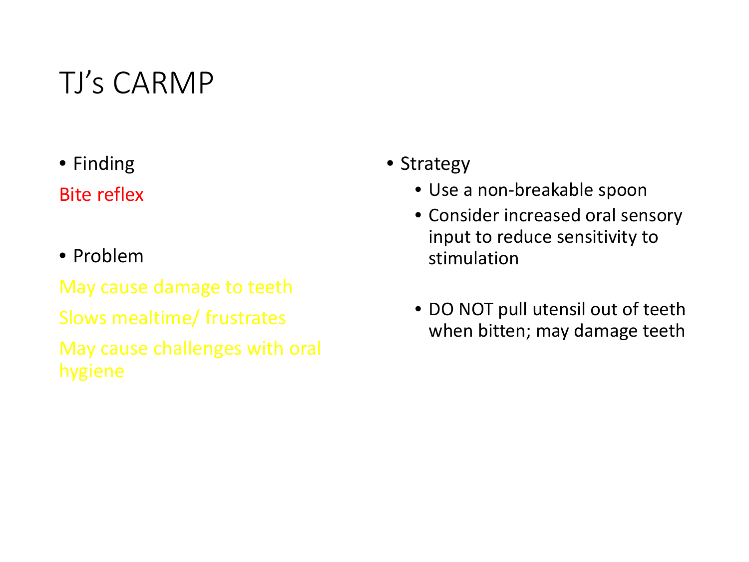# TJ's CARMP

- Finding

Bite reflex

- Problem

May cause damage to teeth

Slows mealtime/ frustrates

May cause challenges with oral hygiene

- Strategy
  - Use a non-breakable spoon
  - Consider increased oral sensory input to reduce sensitivity to stimulation
  - DO NOT pull utensil out of teeth when bitten; may damage teeth